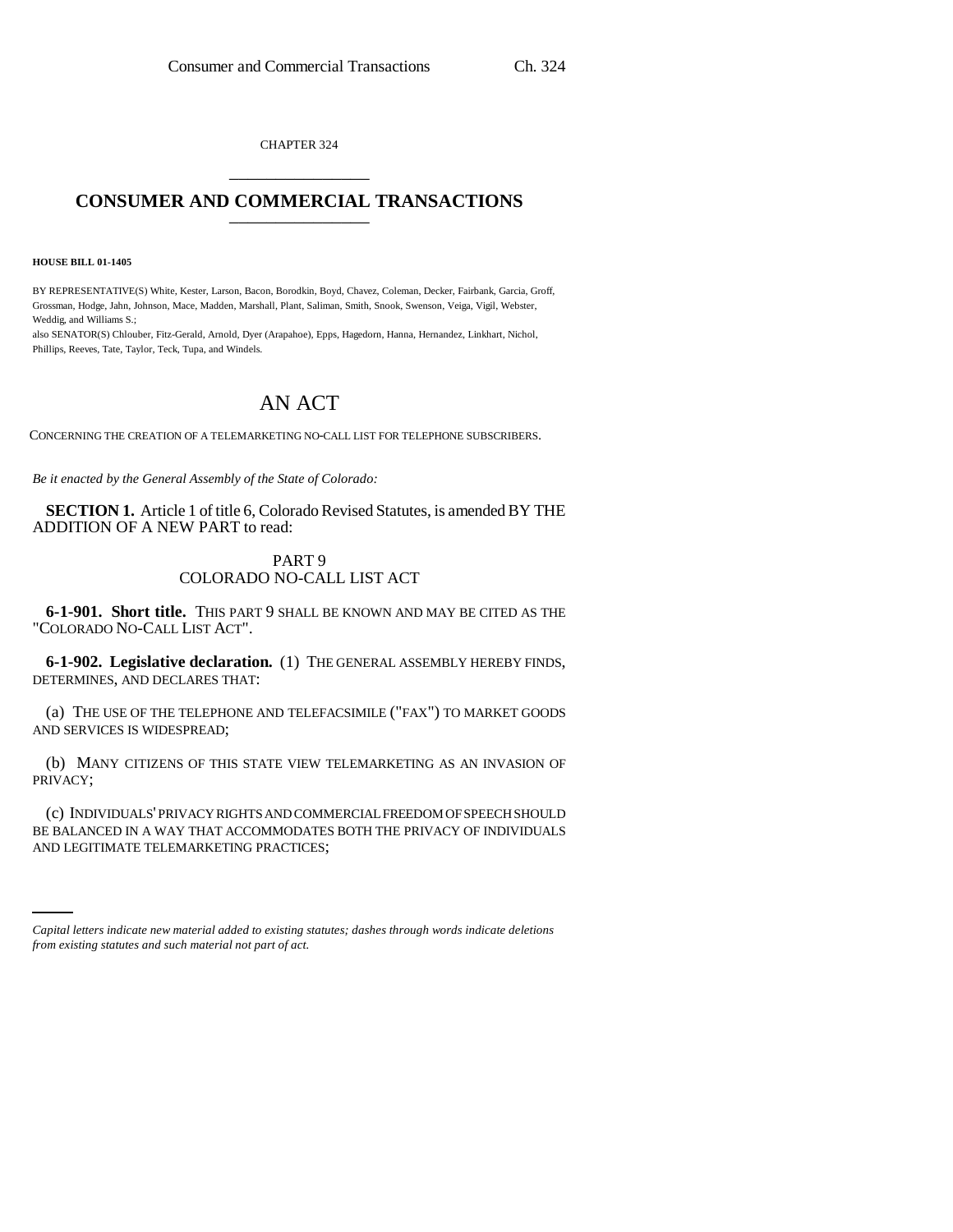CHAPTER 324

# CONSUMER AND COMMERCIAL TRANSACTIONS

**HOUSE BILL 01-1405**

BY REPRESENTATIVE(S) White, Kester, Larson, Bacon, Borodkin, Boyd, Chavez, Coleman, Decker, Fairbank, Garcia, Groff, Grossman, Hodge, Jahn, Johnson, Mace, Madden, Marshall, Plant, Saliman, Smith, Snook, Swenson, Veiga, Vigil, Webster, Weddig, and Williams S.;
also SENATOR(S) Chlouber, Fitz-Gerald, Arnold, Dyer (Arapahoe), Epps, Hagedorn, Hanna, Hernandez, Linkhart, Nichol, Phillips, Reeves, Tate, Taylor, Teck, Tupa, and Windels.

# AN ACT

CONCERNING THE CREATION OF A TELEMARKETING NO-CALL LIST FOR TELEPHONE SUBSCRIBERS.

*Be it enacted by the General Assembly of the State of Colorado:*

**SECTION 1.** Article 1 of title 6, Colorado Revised Statutes, is amended BY THE ADDITION OF A NEW PART to read:

PART 9
COLORADO NO-CALL LIST ACT

**6-1-901. Short title.** THIS PART 9 SHALL BE KNOWN AND MAY BE CITED AS THE "COLORADO NO-CALL LIST ACT".

**6-1-902. Legislative declaration.** (1) THE GENERAL ASSEMBLY HEREBY FINDS, DETERMINES, AND DECLARES THAT:

(a) THE USE OF THE TELEPHONE AND TELEFACSIMILE ("FAX") TO MARKET GOODS AND SERVICES IS WIDESPREAD;

(b) MANY CITIZENS OF THIS STATE VIEW TELEMARKETING AS AN INVASION OF PRIVACY;

(c) INDIVIDUALS' PRIVACY RIGHTS AND COMMERCIAL FREEDOM OF SPEECH SHOULD BE BALANCED IN A WAY THAT ACCOMMODATES BOTH THE PRIVACY OF INDIVIDUALS AND LEGITIMATE TELEMARKETING PRACTICES;

*Capital letters indicate new material added to existing statutes; dashes through words indicate deletions from existing statutes and such material not part of act.*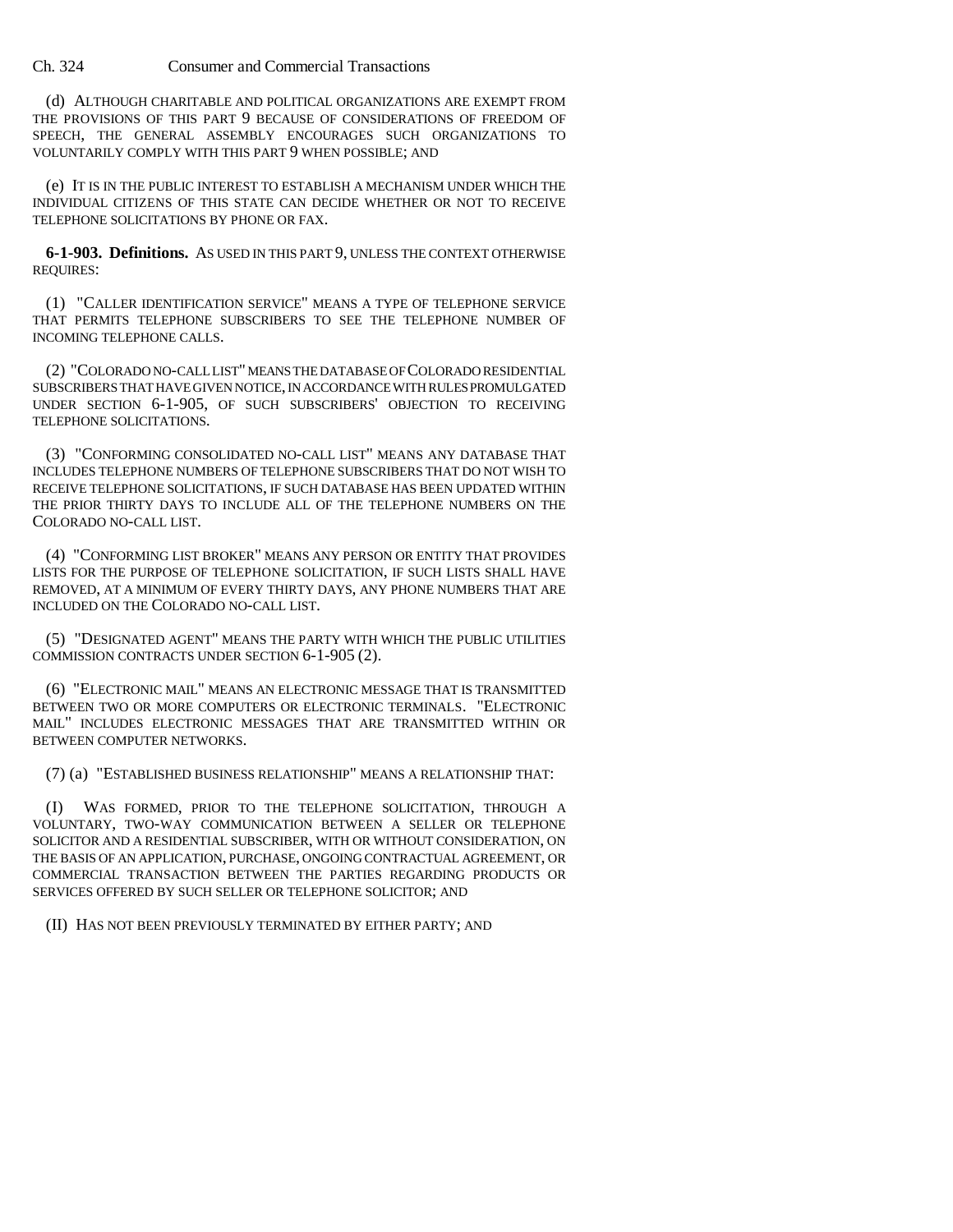(d) ALTHOUGH CHARITABLE AND POLITICAL ORGANIZATIONS ARE EXEMPT FROM THE PROVISIONS OF THIS PART 9 BECAUSE OF CONSIDERATIONS OF FREEDOM OF SPEECH, THE GENERAL ASSEMBLY ENCOURAGES SUCH ORGANIZATIONS TO VOLUNTARILY COMPLY WITH THIS PART 9 WHEN POSSIBLE; AND

(e) IT IS IN THE PUBLIC INTEREST TO ESTABLISH A MECHANISM UNDER WHICH THE INDIVIDUAL CITIZENS OF THIS STATE CAN DECIDE WHETHER OR NOT TO RECEIVE TELEPHONE SOLICITATIONS BY PHONE OR FAX.

**6-1-903. Definitions.** AS USED IN THIS PART 9, UNLESS THE CONTEXT OTHERWISE REQUIRES:

(1) "CALLER IDENTIFICATION SERVICE" MEANS A TYPE OF TELEPHONE SERVICE THAT PERMITS TELEPHONE SUBSCRIBERS TO SEE THE TELEPHONE NUMBER OF INCOMING TELEPHONE CALLS.

(2) "COLORADO NO-CALL LIST" MEANS THE DATABASE OF COLORADO RESIDENTIAL SUBSCRIBERS THAT HAVE GIVEN NOTICE, IN ACCORDANCE WITH RULES PROMULGATED UNDER SECTION 6-1-905, OF SUCH SUBSCRIBERS' OBJECTION TO RECEIVING TELEPHONE SOLICITATIONS.

(3) "CONFORMING CONSOLIDATED NO-CALL LIST" MEANS ANY DATABASE THAT INCLUDES TELEPHONE NUMBERS OF TELEPHONE SUBSCRIBERS THAT DO NOT WISH TO RECEIVE TELEPHONE SOLICITATIONS, IF SUCH DATABASE HAS BEEN UPDATED WITHIN THE PRIOR THIRTY DAYS TO INCLUDE ALL OF THE TELEPHONE NUMBERS ON THE COLORADO NO-CALL LIST.

(4) "CONFORMING LIST BROKER" MEANS ANY PERSON OR ENTITY THAT PROVIDES LISTS FOR THE PURPOSE OF TELEPHONE SOLICITATION, IF SUCH LISTS SHALL HAVE REMOVED, AT A MINIMUM OF EVERY THIRTY DAYS, ANY PHONE NUMBERS THAT ARE INCLUDED ON THE COLORADO NO-CALL LIST.

(5) "DESIGNATED AGENT" MEANS THE PARTY WITH WHICH THE PUBLIC UTILITIES COMMISSION CONTRACTS UNDER SECTION 6-1-905 (2).

(6) "ELECTRONIC MAIL" MEANS AN ELECTRONIC MESSAGE THAT IS TRANSMITTED BETWEEN TWO OR MORE COMPUTERS OR ELECTRONIC TERMINALS. "ELECTRONIC MAIL" INCLUDES ELECTRONIC MESSAGES THAT ARE TRANSMITTED WITHIN OR BETWEEN COMPUTER NETWORKS.

(7) (a) "ESTABLISHED BUSINESS RELATIONSHIP" MEANS A RELATIONSHIP THAT:

(I) WAS FORMED, PRIOR TO THE TELEPHONE SOLICITATION, THROUGH A VOLUNTARY, TWO-WAY COMMUNICATION BETWEEN A SELLER OR TELEPHONE SOLICITOR AND A RESIDENTIAL SUBSCRIBER, WITH OR WITHOUT CONSIDERATION, ON THE BASIS OF AN APPLICATION, PURCHASE, ONGOING CONTRACTUAL AGREEMENT, OR COMMERCIAL TRANSACTION BETWEEN THE PARTIES REGARDING PRODUCTS OR SERVICES OFFERED BY SUCH SELLER OR TELEPHONE SOLICITOR; AND

(II) HAS NOT BEEN PREVIOUSLY TERMINATED BY EITHER PARTY; AND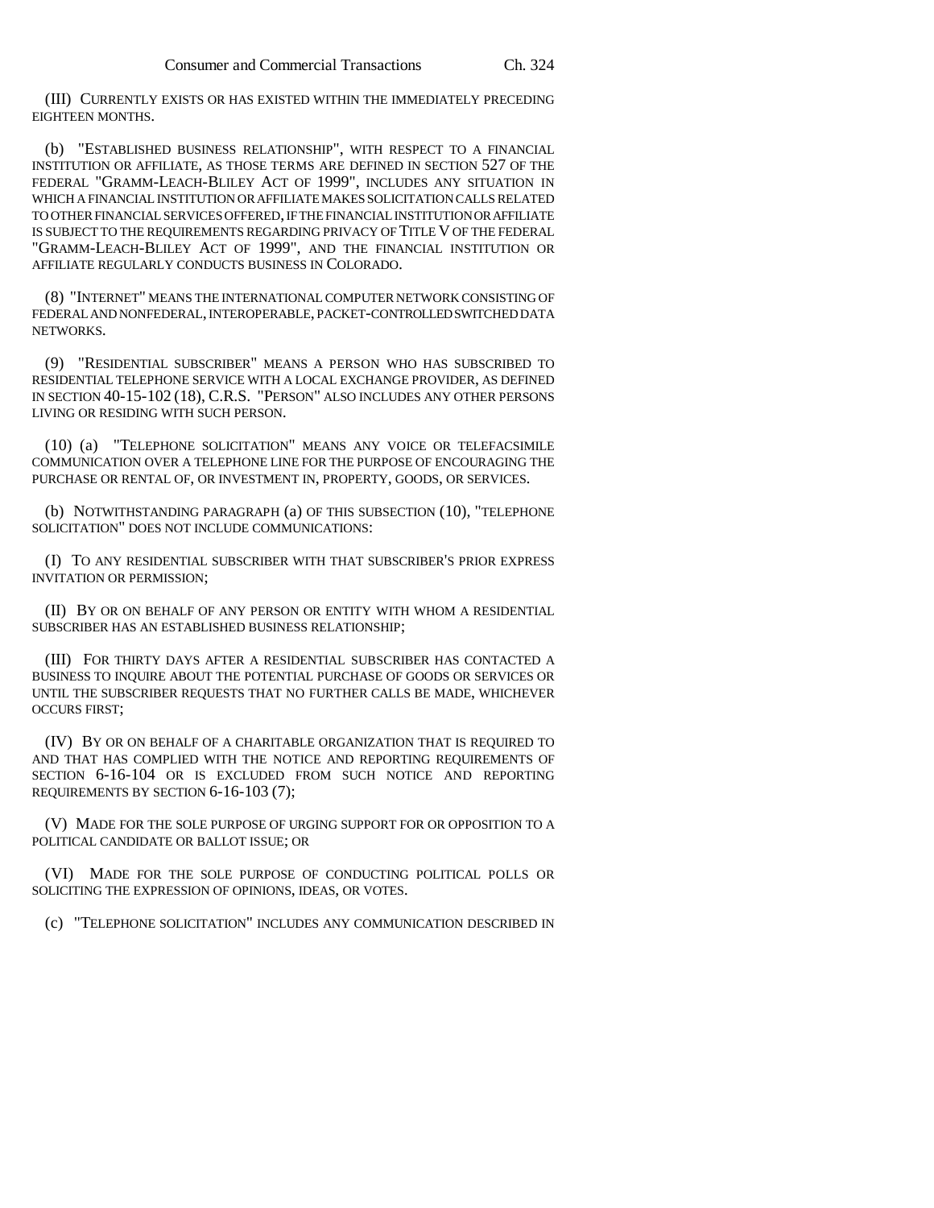(III) CURRENTLY EXISTS OR HAS EXISTED WITHIN THE IMMEDIATELY PRECEDING EIGHTEEN MONTHS.

(b) "ESTABLISHED BUSINESS RELATIONSHIP", WITH RESPECT TO A FINANCIAL INSTITUTION OR AFFILIATE, AS THOSE TERMS ARE DEFINED IN SECTION 527 OF THE FEDERAL "GRAMM-LEACH-BLILEY ACT OF 1999", INCLUDES ANY SITUATION IN WHICH A FINANCIAL INSTITUTION OR AFFILIATE MAKES SOLICITATION CALLS RELATED TO OTHER FINANCIAL SERVICES OFFERED, IF THE FINANCIAL INSTITUTION OR AFFILIATE IS SUBJECT TO THE REQUIREMENTS REGARDING PRIVACY OF TITLE V OF THE FEDERAL "GRAMM-LEACH-BLILEY ACT OF 1999", AND THE FINANCIAL INSTITUTION OR AFFILIATE REGULARLY CONDUCTS BUSINESS IN COLORADO.

(8) "INTERNET" MEANS THE INTERNATIONAL COMPUTER NETWORK CONSISTING OF FEDERAL AND NONFEDERAL, INTEROPERABLE, PACKET-CONTROLLED SWITCHED DATA NETWORKS.

(9) "RESIDENTIAL SUBSCRIBER" MEANS A PERSON WHO HAS SUBSCRIBED TO RESIDENTIAL TELEPHONE SERVICE WITH A LOCAL EXCHANGE PROVIDER, AS DEFINED IN SECTION 40-15-102 (18), C.R.S. "PERSON" ALSO INCLUDES ANY OTHER PERSONS LIVING OR RESIDING WITH SUCH PERSON.

(10) (a) "TELEPHONE SOLICITATION" MEANS ANY VOICE OR TELEFACSIMILE COMMUNICATION OVER A TELEPHONE LINE FOR THE PURPOSE OF ENCOURAGING THE PURCHASE OR RENTAL OF, OR INVESTMENT IN, PROPERTY, GOODS, OR SERVICES.

(b) NOTWITHSTANDING PARAGRAPH (a) OF THIS SUBSECTION (10), "TELEPHONE SOLICITATION" DOES NOT INCLUDE COMMUNICATIONS:

(I) TO ANY RESIDENTIAL SUBSCRIBER WITH THAT SUBSCRIBER'S PRIOR EXPRESS INVITATION OR PERMISSION;

(II) BY OR ON BEHALF OF ANY PERSON OR ENTITY WITH WHOM A RESIDENTIAL SUBSCRIBER HAS AN ESTABLISHED BUSINESS RELATIONSHIP;

(III) FOR THIRTY DAYS AFTER A RESIDENTIAL SUBSCRIBER HAS CONTACTED A BUSINESS TO INQUIRE ABOUT THE POTENTIAL PURCHASE OF GOODS OR SERVICES OR UNTIL THE SUBSCRIBER REQUESTS THAT NO FURTHER CALLS BE MADE, WHICHEVER OCCURS FIRST;

(IV) BY OR ON BEHALF OF A CHARITABLE ORGANIZATION THAT IS REQUIRED TO AND THAT HAS COMPLIED WITH THE NOTICE AND REPORTING REQUIREMENTS OF SECTION 6-16-104 OR IS EXCLUDED FROM SUCH NOTICE AND REPORTING REQUIREMENTS BY SECTION 6-16-103 (7);

(V) MADE FOR THE SOLE PURPOSE OF URGING SUPPORT FOR OR OPPOSITION TO A POLITICAL CANDIDATE OR BALLOT ISSUE; OR

(VI) MADE FOR THE SOLE PURPOSE OF CONDUCTING POLITICAL POLLS OR SOLICITING THE EXPRESSION OF OPINIONS, IDEAS, OR VOTES.

(c) "TELEPHONE SOLICITATION" INCLUDES ANY COMMUNICATION DESCRIBED IN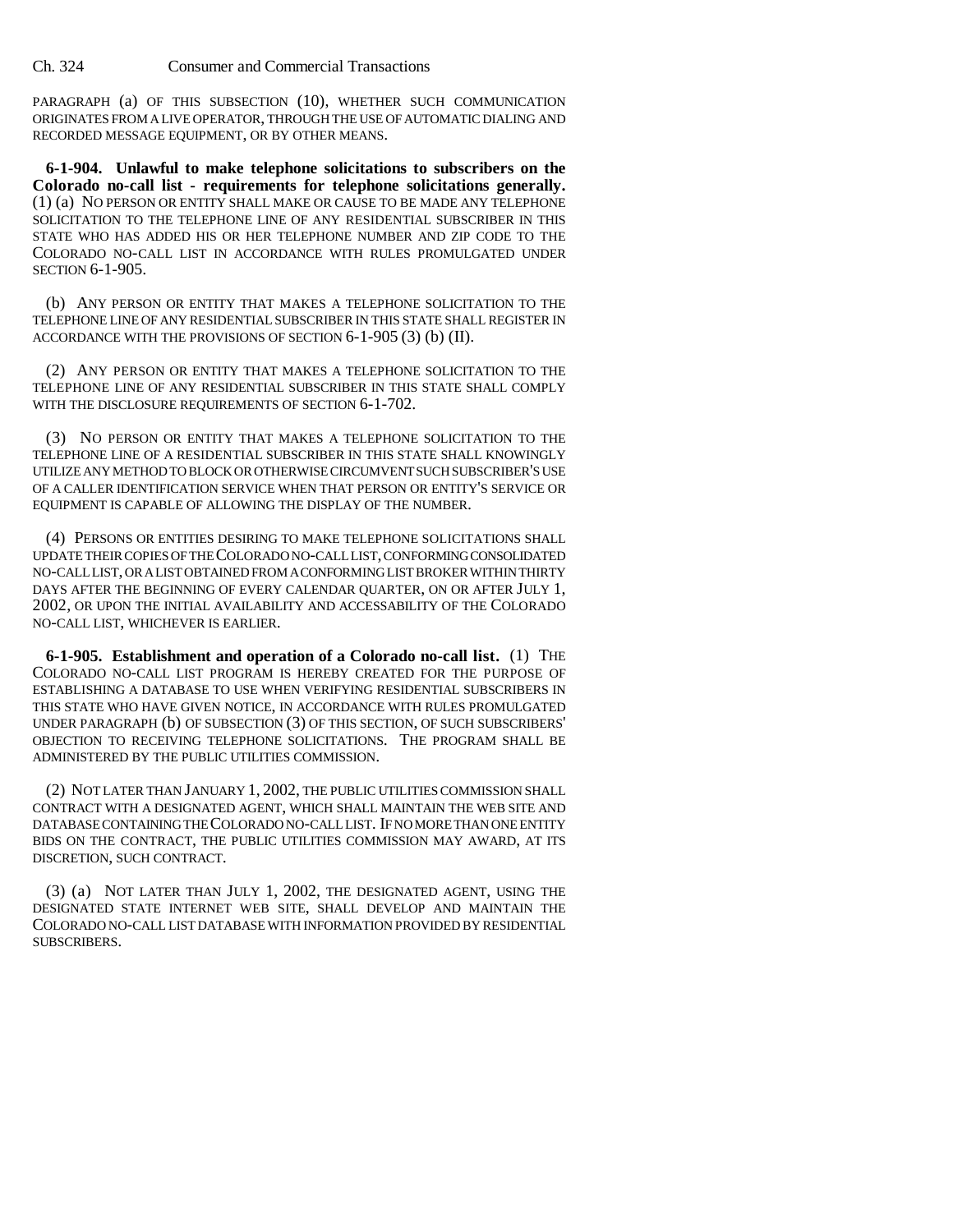PARAGRAPH (a) OF THIS SUBSECTION (10), WHETHER SUCH COMMUNICATION ORIGINATES FROM A LIVE OPERATOR, THROUGH THE USE OF AUTOMATIC DIALING AND RECORDED MESSAGE EQUIPMENT, OR BY OTHER MEANS.

**6-1-904. Unlawful to make telephone solicitations to subscribers on the Colorado no-call list - requirements for telephone solicitations generally.** (1) (a) NO PERSON OR ENTITY SHALL MAKE OR CAUSE TO BE MADE ANY TELEPHONE SOLICITATION TO THE TELEPHONE LINE OF ANY RESIDENTIAL SUBSCRIBER IN THIS STATE WHO HAS ADDED HIS OR HER TELEPHONE NUMBER AND ZIP CODE TO THE COLORADO NO-CALL LIST IN ACCORDANCE WITH RULES PROMULGATED UNDER SECTION 6-1-905.

(b) ANY PERSON OR ENTITY THAT MAKES A TELEPHONE SOLICITATION TO THE TELEPHONE LINE OF ANY RESIDENTIAL SUBSCRIBER IN THIS STATE SHALL REGISTER IN ACCORDANCE WITH THE PROVISIONS OF SECTION 6-1-905 (3) (b) (II).

(2) ANY PERSON OR ENTITY THAT MAKES A TELEPHONE SOLICITATION TO THE TELEPHONE LINE OF ANY RESIDENTIAL SUBSCRIBER IN THIS STATE SHALL COMPLY WITH THE DISCLOSURE REQUIREMENTS OF SECTION 6-1-702.

(3) NO PERSON OR ENTITY THAT MAKES A TELEPHONE SOLICITATION TO THE TELEPHONE LINE OF A RESIDENTIAL SUBSCRIBER IN THIS STATE SHALL KNOWINGLY UTILIZE ANY METHOD TO BLOCK OR OTHERWISE CIRCUMVENT SUCH SUBSCRIBER'S USE OF A CALLER IDENTIFICATION SERVICE WHEN THAT PERSON OR ENTITY'S SERVICE OR EQUIPMENT IS CAPABLE OF ALLOWING THE DISPLAY OF THE NUMBER.

(4) PERSONS OR ENTITIES DESIRING TO MAKE TELEPHONE SOLICITATIONS SHALL UPDATE THEIR COPIES OF THE COLORADO NO-CALL LIST, CONFORMING CONSOLIDATED NO-CALL LIST, OR A LIST OBTAINED FROM A CONFORMING LIST BROKER WITHIN THIRTY DAYS AFTER THE BEGINNING OF EVERY CALENDAR QUARTER, ON OR AFTER JULY 1, 2002, OR UPON THE INITIAL AVAILABILITY AND ACCESSABILITY OF THE COLORADO NO-CALL LIST, WHICHEVER IS EARLIER.

**6-1-905. Establishment and operation of a Colorado no-call list.** (1) THE COLORADO NO-CALL LIST PROGRAM IS HEREBY CREATED FOR THE PURPOSE OF ESTABLISHING A DATABASE TO USE WHEN VERIFYING RESIDENTIAL SUBSCRIBERS IN THIS STATE WHO HAVE GIVEN NOTICE, IN ACCORDANCE WITH RULES PROMULGATED UNDER PARAGRAPH (b) OF SUBSECTION (3) OF THIS SECTION, OF SUCH SUBSCRIBERS' OBJECTION TO RECEIVING TELEPHONE SOLICITATIONS. THE PROGRAM SHALL BE ADMINISTERED BY THE PUBLIC UTILITIES COMMISSION.

(2) NOT LATER THAN JANUARY 1, 2002, THE PUBLIC UTILITIES COMMISSION SHALL CONTRACT WITH A DESIGNATED AGENT, WHICH SHALL MAINTAIN THE WEB SITE AND DATABASE CONTAINING THE COLORADO NO-CALL LIST. IF NO MORE THAN ONE ENTITY BIDS ON THE CONTRACT, THE PUBLIC UTILITIES COMMISSION MAY AWARD, AT ITS DISCRETION, SUCH CONTRACT.

(3) (a) NOT LATER THAN JULY 1, 2002, THE DESIGNATED AGENT, USING THE DESIGNATED STATE INTERNET WEB SITE, SHALL DEVELOP AND MAINTAIN THE COLORADO NO-CALL LIST DATABASE WITH INFORMATION PROVIDED BY RESIDENTIAL SUBSCRIBERS.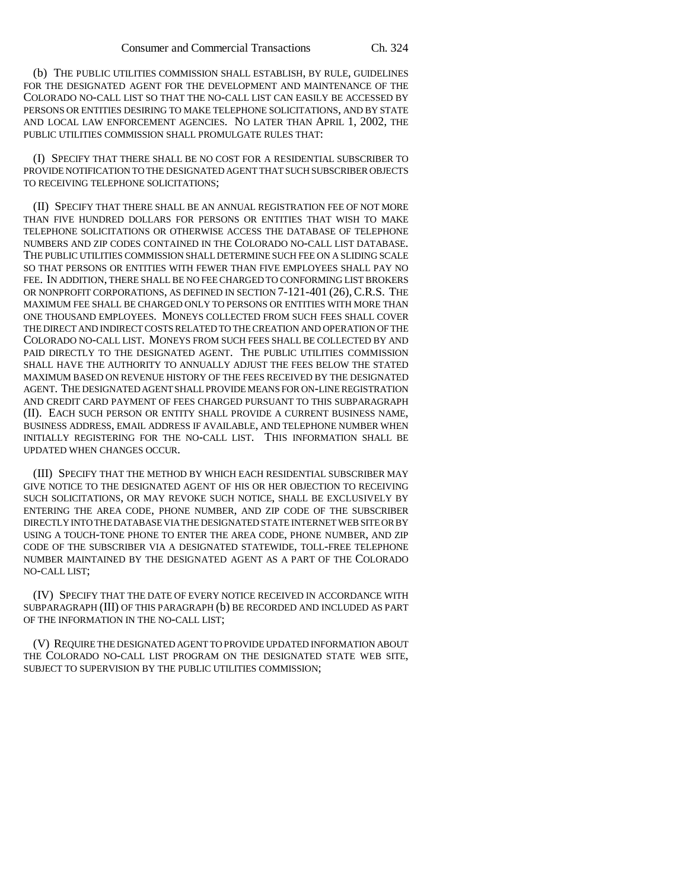(b) THE PUBLIC UTILITIES COMMISSION SHALL ESTABLISH, BY RULE, GUIDELINES FOR THE DESIGNATED AGENT FOR THE DEVELOPMENT AND MAINTENANCE OF THE COLORADO NO-CALL LIST SO THAT THE NO-CALL LIST CAN EASILY BE ACCESSED BY PERSONS OR ENTITIES DESIRING TO MAKE TELEPHONE SOLICITATIONS, AND BY STATE AND LOCAL LAW ENFORCEMENT AGENCIES. NO LATER THAN APRIL 1, 2002, THE PUBLIC UTILITIES COMMISSION SHALL PROMULGATE RULES THAT:

(I) SPECIFY THAT THERE SHALL BE NO COST FOR A RESIDENTIAL SUBSCRIBER TO PROVIDE NOTIFICATION TO THE DESIGNATED AGENT THAT SUCH SUBSCRIBER OBJECTS TO RECEIVING TELEPHONE SOLICITATIONS;

(II) SPECIFY THAT THERE SHALL BE AN ANNUAL REGISTRATION FEE OF NOT MORE THAN FIVE HUNDRED DOLLARS FOR PERSONS OR ENTITIES THAT WISH TO MAKE TELEPHONE SOLICITATIONS OR OTHERWISE ACCESS THE DATABASE OF TELEPHONE NUMBERS AND ZIP CODES CONTAINED IN THE COLORADO NO-CALL LIST DATABASE. THE PUBLIC UTILITIES COMMISSION SHALL DETERMINE SUCH FEE ON A SLIDING SCALE SO THAT PERSONS OR ENTITIES WITH FEWER THAN FIVE EMPLOYEES SHALL PAY NO FEE. IN ADDITION, THERE SHALL BE NO FEE CHARGED TO CONFORMING LIST BROKERS OR NONPROFIT CORPORATIONS, AS DEFINED IN SECTION 7-121-401 (26), C.R.S. THE MAXIMUM FEE SHALL BE CHARGED ONLY TO PERSONS OR ENTITIES WITH MORE THAN ONE THOUSAND EMPLOYEES. MONEYS COLLECTED FROM SUCH FEES SHALL COVER THE DIRECT AND INDIRECT COSTS RELATED TO THE CREATION AND OPERATION OF THE COLORADO NO-CALL LIST. MONEYS FROM SUCH FEES SHALL BE COLLECTED BY AND PAID DIRECTLY TO THE DESIGNATED AGENT. THE PUBLIC UTILITIES COMMISSION SHALL HAVE THE AUTHORITY TO ANNUALLY ADJUST THE FEES BELOW THE STATED MAXIMUM BASED ON REVENUE HISTORY OF THE FEES RECEIVED BY THE DESIGNATED AGENT. THE DESIGNATED AGENT SHALL PROVIDE MEANS FOR ON-LINE REGISTRATION AND CREDIT CARD PAYMENT OF FEES CHARGED PURSUANT TO THIS SUBPARAGRAPH (II). EACH SUCH PERSON OR ENTITY SHALL PROVIDE A CURRENT BUSINESS NAME, BUSINESS ADDRESS, EMAIL ADDRESS IF AVAILABLE, AND TELEPHONE NUMBER WHEN INITIALLY REGISTERING FOR THE NO-CALL LIST. THIS INFORMATION SHALL BE UPDATED WHEN CHANGES OCCUR.

(III) SPECIFY THAT THE METHOD BY WHICH EACH RESIDENTIAL SUBSCRIBER MAY GIVE NOTICE TO THE DESIGNATED AGENT OF HIS OR HER OBJECTION TO RECEIVING SUCH SOLICITATIONS, OR MAY REVOKE SUCH NOTICE, SHALL BE EXCLUSIVELY BY ENTERING THE AREA CODE, PHONE NUMBER, AND ZIP CODE OF THE SUBSCRIBER DIRECTLY INTO THE DATABASE VIA THE DESIGNATED STATE INTERNET WEB SITE OR BY USING A TOUCH-TONE PHONE TO ENTER THE AREA CODE, PHONE NUMBER, AND ZIP CODE OF THE SUBSCRIBER VIA A DESIGNATED STATEWIDE, TOLL-FREE TELEPHONE NUMBER MAINTAINED BY THE DESIGNATED AGENT AS A PART OF THE COLORADO NO-CALL LIST;

(IV) SPECIFY THAT THE DATE OF EVERY NOTICE RECEIVED IN ACCORDANCE WITH SUBPARAGRAPH (III) OF THIS PARAGRAPH (b) BE RECORDED AND INCLUDED AS PART OF THE INFORMATION IN THE NO-CALL LIST;

(V) REQUIRE THE DESIGNATED AGENT TO PROVIDE UPDATED INFORMATION ABOUT THE COLORADO NO-CALL LIST PROGRAM ON THE DESIGNATED STATE WEB SITE, SUBJECT TO SUPERVISION BY THE PUBLIC UTILITIES COMMISSION;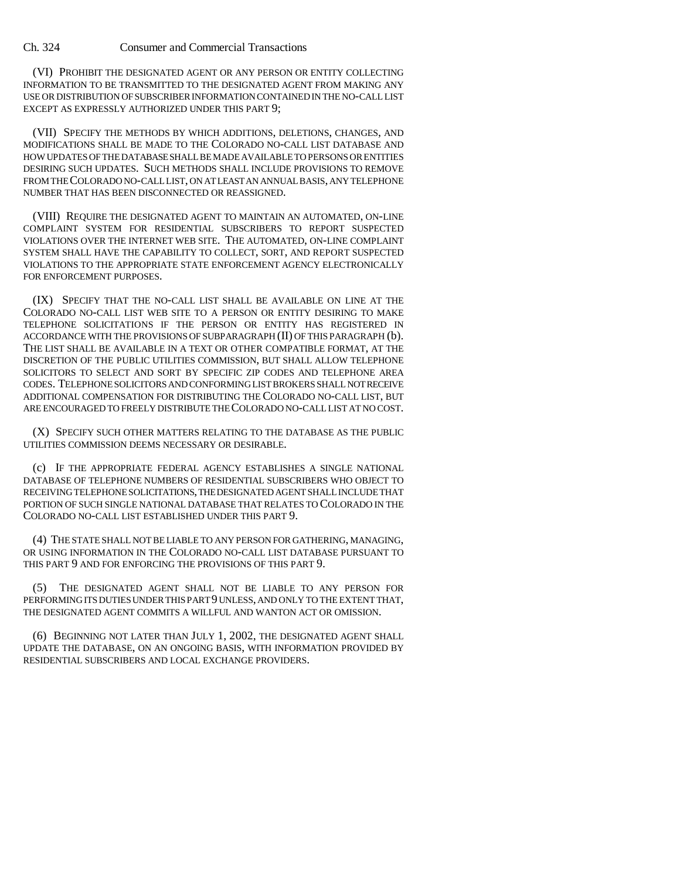(VI) PROHIBIT THE DESIGNATED AGENT OR ANY PERSON OR ENTITY COLLECTING INFORMATION TO BE TRANSMITTED TO THE DESIGNATED AGENT FROM MAKING ANY USE OR DISTRIBUTION OF SUBSCRIBER INFORMATION CONTAINED IN THE NO-CALL LIST EXCEPT AS EXPRESSLY AUTHORIZED UNDER THIS PART 9;

(VII) SPECIFY THE METHODS BY WHICH ADDITIONS, DELETIONS, CHANGES, AND MODIFICATIONS SHALL BE MADE TO THE COLORADO NO-CALL LIST DATABASE AND HOW UPDATES OF THE DATABASE SHALL BE MADE AVAILABLE TO PERSONS OR ENTITIES DESIRING SUCH UPDATES. SUCH METHODS SHALL INCLUDE PROVISIONS TO REMOVE FROM THE COLORADO NO-CALL LIST, ON AT LEAST AN ANNUAL BASIS, ANY TELEPHONE NUMBER THAT HAS BEEN DISCONNECTED OR REASSIGNED.

(VIII) REQUIRE THE DESIGNATED AGENT TO MAINTAIN AN AUTOMATED, ON-LINE COMPLAINT SYSTEM FOR RESIDENTIAL SUBSCRIBERS TO REPORT SUSPECTED VIOLATIONS OVER THE INTERNET WEB SITE. THE AUTOMATED, ON-LINE COMPLAINT SYSTEM SHALL HAVE THE CAPABILITY TO COLLECT, SORT, AND REPORT SUSPECTED VIOLATIONS TO THE APPROPRIATE STATE ENFORCEMENT AGENCY ELECTRONICALLY FOR ENFORCEMENT PURPOSES.

(IX) SPECIFY THAT THE NO-CALL LIST SHALL BE AVAILABLE ON LINE AT THE COLORADO NO-CALL LIST WEB SITE TO A PERSON OR ENTITY DESIRING TO MAKE TELEPHONE SOLICITATIONS IF THE PERSON OR ENTITY HAS REGISTERED IN ACCORDANCE WITH THE PROVISIONS OF SUBPARAGRAPH (II) OF THIS PARAGRAPH (b). THE LIST SHALL BE AVAILABLE IN A TEXT OR OTHER COMPATIBLE FORMAT, AT THE DISCRETION OF THE PUBLIC UTILITIES COMMISSION, BUT SHALL ALLOW TELEPHONE SOLICITORS TO SELECT AND SORT BY SPECIFIC ZIP CODES AND TELEPHONE AREA CODES. TELEPHONE SOLICITORS AND CONFORMING LIST BROKERS SHALL NOT RECEIVE ADDITIONAL COMPENSATION FOR DISTRIBUTING THE COLORADO NO-CALL LIST, BUT ARE ENCOURAGED TO FREELY DISTRIBUTE THE COLORADO NO-CALL LIST AT NO COST.

(X) SPECIFY SUCH OTHER MATTERS RELATING TO THE DATABASE AS THE PUBLIC UTILITIES COMMISSION DEEMS NECESSARY OR DESIRABLE.

(c) IF THE APPROPRIATE FEDERAL AGENCY ESTABLISHES A SINGLE NATIONAL DATABASE OF TELEPHONE NUMBERS OF RESIDENTIAL SUBSCRIBERS WHO OBJECT TO RECEIVING TELEPHONE SOLICITATIONS, THE DESIGNATED AGENT SHALL INCLUDE THAT PORTION OF SUCH SINGLE NATIONAL DATABASE THAT RELATES TO COLORADO IN THE COLORADO NO-CALL LIST ESTABLISHED UNDER THIS PART 9.

(4) THE STATE SHALL NOT BE LIABLE TO ANY PERSON FOR GATHERING, MANAGING, OR USING INFORMATION IN THE COLORADO NO-CALL LIST DATABASE PURSUANT TO THIS PART 9 AND FOR ENFORCING THE PROVISIONS OF THIS PART 9.

(5) THE DESIGNATED AGENT SHALL NOT BE LIABLE TO ANY PERSON FOR PERFORMING ITS DUTIES UNDER THIS PART 9 UNLESS, AND ONLY TO THE EXTENT THAT, THE DESIGNATED AGENT COMMITS A WILLFUL AND WANTON ACT OR OMISSION.

(6) BEGINNING NOT LATER THAN JULY 1, 2002, THE DESIGNATED AGENT SHALL UPDATE THE DATABASE, ON AN ONGOING BASIS, WITH INFORMATION PROVIDED BY RESIDENTIAL SUBSCRIBERS AND LOCAL EXCHANGE PROVIDERS.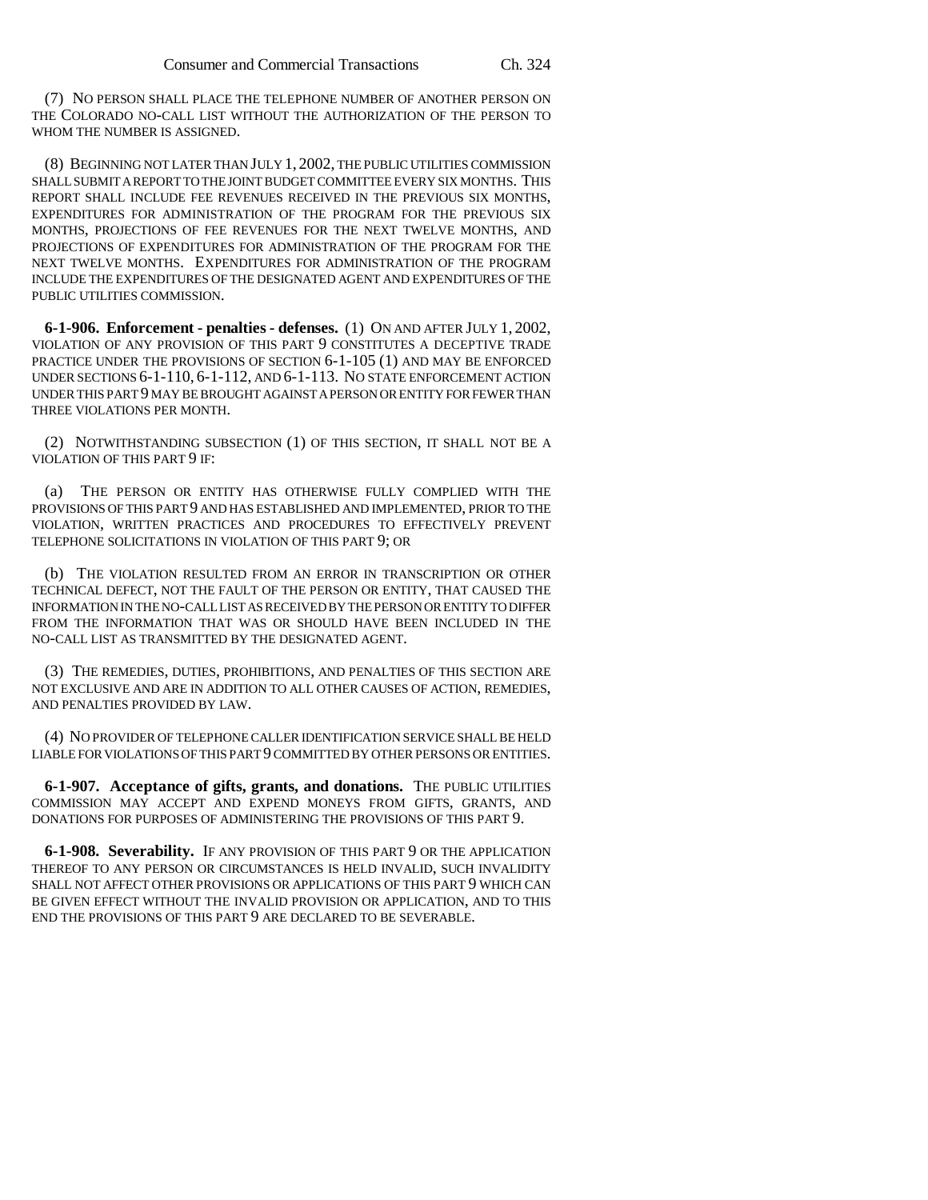(7) NO PERSON SHALL PLACE THE TELEPHONE NUMBER OF ANOTHER PERSON ON THE COLORADO NO-CALL LIST WITHOUT THE AUTHORIZATION OF THE PERSON TO WHOM THE NUMBER IS ASSIGNED.

(8) BEGINNING NOT LATER THAN JULY 1, 2002, THE PUBLIC UTILITIES COMMISSION SHALL SUBMIT A REPORT TO THE JOINT BUDGET COMMITTEE EVERY SIX MONTHS. THIS REPORT SHALL INCLUDE FEE REVENUES RECEIVED IN THE PREVIOUS SIX MONTHS, EXPENDITURES FOR ADMINISTRATION OF THE PROGRAM FOR THE PREVIOUS SIX MONTHS, PROJECTIONS OF FEE REVENUES FOR THE NEXT TWELVE MONTHS, AND PROJECTIONS OF EXPENDITURES FOR ADMINISTRATION OF THE PROGRAM FOR THE NEXT TWELVE MONTHS. EXPENDITURES FOR ADMINISTRATION OF THE PROGRAM INCLUDE THE EXPENDITURES OF THE DESIGNATED AGENT AND EXPENDITURES OF THE PUBLIC UTILITIES COMMISSION.

**6-1-906. Enforcement - penalties - defenses.** (1) ON AND AFTER JULY 1, 2002, VIOLATION OF ANY PROVISION OF THIS PART 9 CONSTITUTES A DECEPTIVE TRADE PRACTICE UNDER THE PROVISIONS OF SECTION 6-1-105 (1) AND MAY BE ENFORCED UNDER SECTIONS 6-1-110, 6-1-112, AND 6-1-113. NO STATE ENFORCEMENT ACTION UNDER THIS PART 9 MAY BE BROUGHT AGAINST A PERSON OR ENTITY FOR FEWER THAN THREE VIOLATIONS PER MONTH.

(2) NOTWITHSTANDING SUBSECTION (1) OF THIS SECTION, IT SHALL NOT BE A VIOLATION OF THIS PART 9 IF:

(a) THE PERSON OR ENTITY HAS OTHERWISE FULLY COMPLIED WITH THE PROVISIONS OF THIS PART 9 AND HAS ESTABLISHED AND IMPLEMENTED, PRIOR TO THE VIOLATION, WRITTEN PRACTICES AND PROCEDURES TO EFFECTIVELY PREVENT TELEPHONE SOLICITATIONS IN VIOLATION OF THIS PART 9; OR

(b) THE VIOLATION RESULTED FROM AN ERROR IN TRANSCRIPTION OR OTHER TECHNICAL DEFECT, NOT THE FAULT OF THE PERSON OR ENTITY, THAT CAUSED THE INFORMATION IN THE NO-CALL LIST AS RECEIVED BY THE PERSON OR ENTITY TO DIFFER FROM THE INFORMATION THAT WAS OR SHOULD HAVE BEEN INCLUDED IN THE NO-CALL LIST AS TRANSMITTED BY THE DESIGNATED AGENT.

(3) THE REMEDIES, DUTIES, PROHIBITIONS, AND PENALTIES OF THIS SECTION ARE NOT EXCLUSIVE AND ARE IN ADDITION TO ALL OTHER CAUSES OF ACTION, REMEDIES, AND PENALTIES PROVIDED BY LAW.

(4) NO PROVIDER OF TELEPHONE CALLER IDENTIFICATION SERVICE SHALL BE HELD LIABLE FOR VIOLATIONS OF THIS PART 9 COMMITTED BY OTHER PERSONS OR ENTITIES.

**6-1-907. Acceptance of gifts, grants, and donations.** THE PUBLIC UTILITIES COMMISSION MAY ACCEPT AND EXPEND MONEYS FROM GIFTS, GRANTS, AND DONATIONS FOR PURPOSES OF ADMINISTERING THE PROVISIONS OF THIS PART 9.

**6-1-908. Severability.** IF ANY PROVISION OF THIS PART 9 OR THE APPLICATION THEREOF TO ANY PERSON OR CIRCUMSTANCES IS HELD INVALID, SUCH INVALIDITY SHALL NOT AFFECT OTHER PROVISIONS OR APPLICATIONS OF THIS PART 9 WHICH CAN BE GIVEN EFFECT WITHOUT THE INVALID PROVISION OR APPLICATION, AND TO THIS END THE PROVISIONS OF THIS PART 9 ARE DECLARED TO BE SEVERABLE.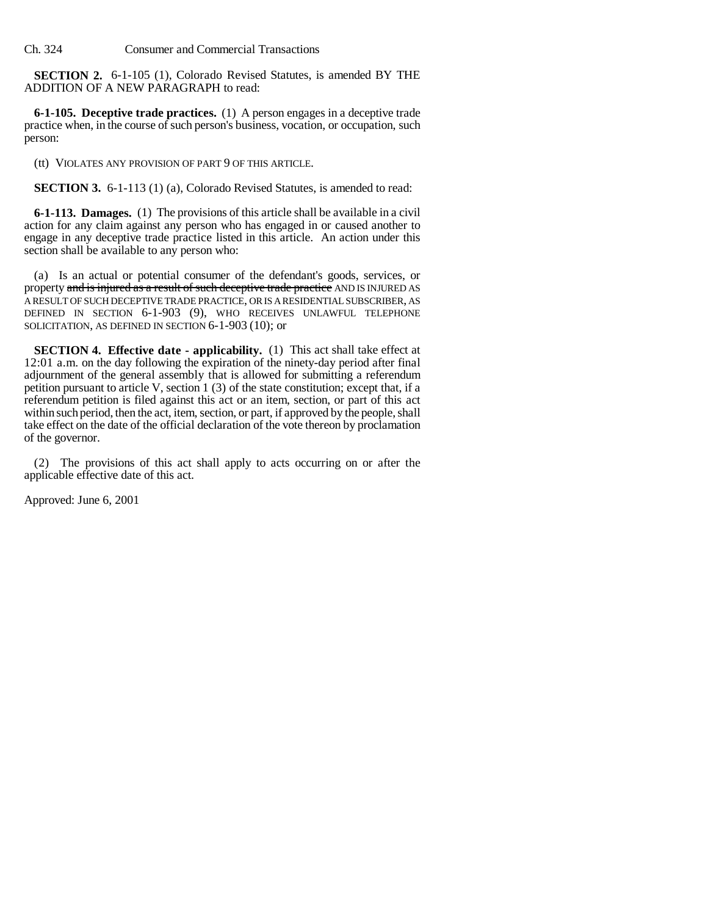**SECTION 2.** 6-1-105 (1), Colorado Revised Statutes, is amended BY THE ADDITION OF A NEW PARAGRAPH to read:

**6-1-105. Deceptive trade practices.** (1) A person engages in a deceptive trade practice when, in the course of such person's business, vocation, or occupation, such person:

(tt) VIOLATES ANY PROVISION OF PART 9 OF THIS ARTICLE.

**SECTION 3.** 6-1-113 (1) (a), Colorado Revised Statutes, is amended to read:

**6-1-113. Damages.** (1) The provisions of this article shall be available in a civil action for any claim against any person who has engaged in or caused another to engage in any deceptive trade practice listed in this article. An action under this section shall be available to any person who:

(a) Is an actual or potential consumer of the defendant's goods, services, or property ~~and is injured as a result of such deceptive trade practice~~ AND IS INJURED AS A RESULT OF SUCH DECEPTIVE TRADE PRACTICE, OR IS A RESIDENTIAL SUBSCRIBER, AS DEFINED IN SECTION 6-1-903 (9), WHO RECEIVES UNLAWFUL TELEPHONE SOLICITATION, AS DEFINED IN SECTION 6-1-903 (10); or

**SECTION 4. Effective date - applicability.** (1) This act shall take effect at 12:01 a.m. on the day following the expiration of the ninety-day period after final adjournment of the general assembly that is allowed for submitting a referendum petition pursuant to article V, section 1 (3) of the state constitution; except that, if a referendum petition is filed against this act or an item, section, or part of this act within such period, then the act, item, section, or part, if approved by the people, shall take effect on the date of the official declaration of the vote thereon by proclamation of the governor.

(2) The provisions of this act shall apply to acts occurring on or after the applicable effective date of this act.

Approved: June 6, 2001